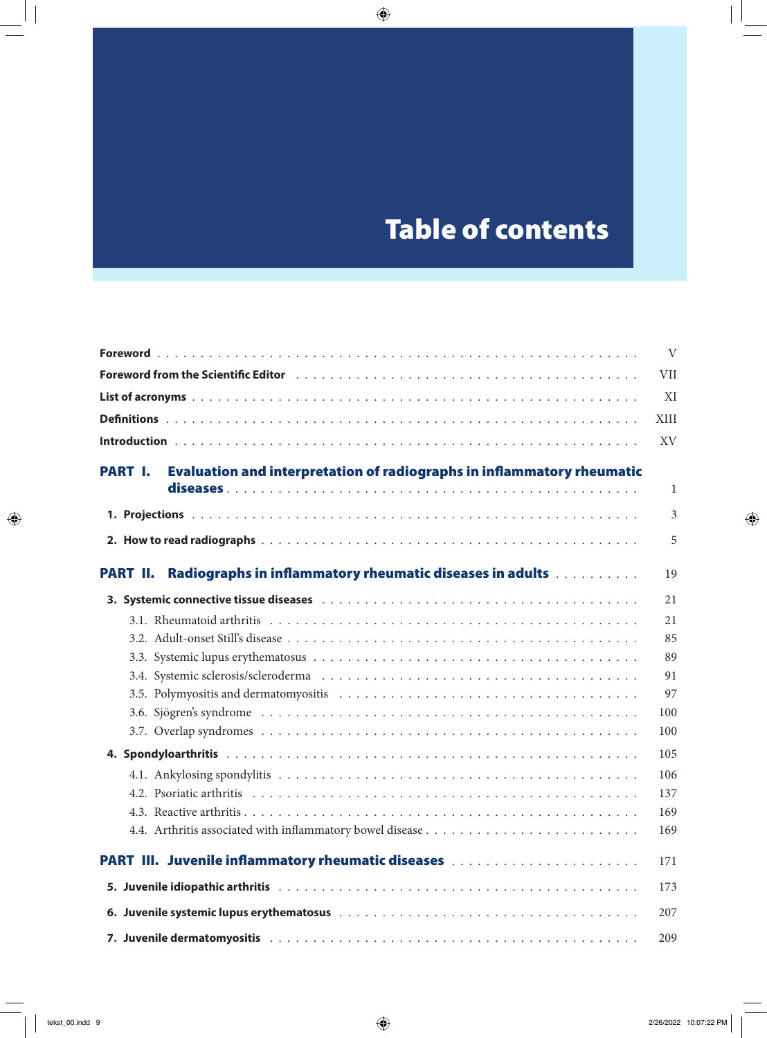# Table of contents

**Foreword** . . . . . . . . . . V

**Foreword from the Scientific Editor** . . . . . . . . . . VII

**List of acronyms** . . . . . . . . . . XI

**Definitions** . . . . . . . . . . XIII

**Introduction** . . . . . . . . . . XV

## PART I. Evaluation and interpretation of radiographs in inflammatory rheumatic diseases . . . . . . . . . . 1

**1. Projections** . . . . . . . . . . 3

**2. How to read radiographs** . . . . . . . . . . 5

## PART II. Radiographs in inflammatory rheumatic diseases in adults . . . . . . . . . . 19

**3. Systemic connective tissue diseases** . . . . . . . . . . 21

- 3.1. Rheumatoid arthritis . . . . . . . . . . 21
- 3.2. Adult-onset Still's disease . . . . . . . . . . 85
- 3.3. Systemic lupus erythematosus . . . . . . . . . . 89
- 3.4. Systemic sclerosis/scleroderma . . . . . . . . . . 91
- 3.5. Polymyositis and dermatomyositis . . . . . . . . . . 97
- 3.6. Sjögren's syndrome . . . . . . . . . . 100
- 3.7. Overlap syndromes . . . . . . . . . . 100

**4. Spondyloarthritis** . . . . . . . . . . 105

- 4.1. Ankylosing spondylitis . . . . . . . . . . 106
- 4.2. Psoriatic arthritis . . . . . . . . . . 137
- 4.3. Reactive arthritis . . . . . . . . . . 169
- 4.4. Arthritis associated with inflammatory bowel disease . . . . . . . . . . 169

## PART III. Juvenile inflammatory rheumatic diseases . . . . . . . . . . 171

**5. Juvenile idiopathic arthritis** . . . . . . . . . . 173

**6. Juvenile systemic lupus erythematosus** . . . . . . . . . . 207

**7. Juvenile dermatomyositis** . . . . . . . . . . 209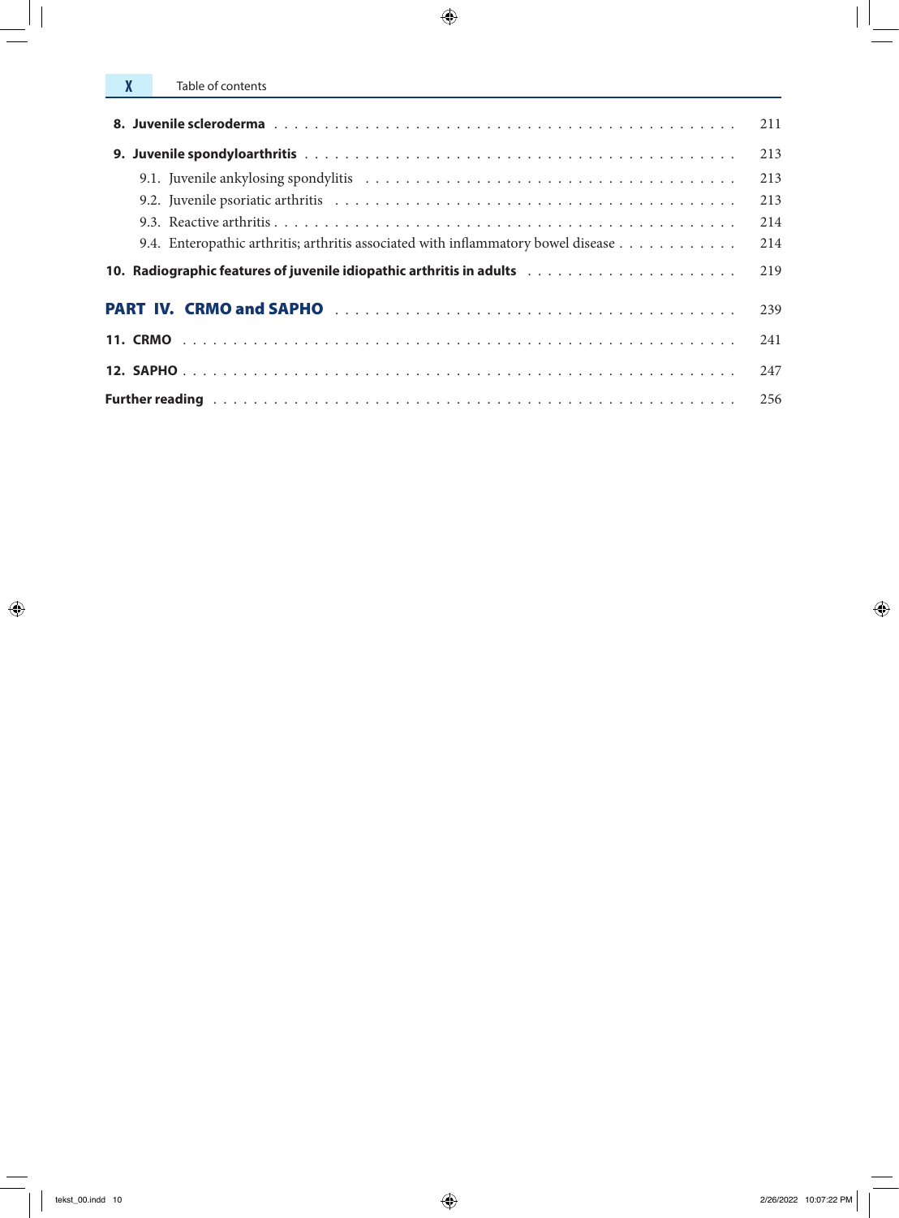**8. Juvenile scleroderma** . . . . . . . . . . . . . . . . . . . . . . . . . . . . . . . . . . . . . . . . . . . . . 211

**9. Juvenile spondyloarthritis** . . . . . . . . . . . . . . . . . . . . . . . . . . . . . . . . . . . . . . . . . . . 213

- 9.1. Juvenile ankylosing spondylitis . . . . . . . . . . . . . . . . . . . . . . . . . . . . . . . . . . . . . . 213
- 9.2. Juvenile psoriatic arthritis . . . . . . . . . . . . . . . . . . . . . . . . . . . . . . . . . . . . . . . . . 213
- 9.3. Reactive arthritis . . . . . . . . . . . . . . . . . . . . . . . . . . . . . . . . . . . . . . . . . . . . . . . 214
- 9.4. Enteropathic arthritis; arthritis associated with inflammatory bowel disease . . . . . . . . . . . . 214

**10. Radiographic features of juvenile idiopathic arthritis in adults** . . . . . . . . . . . . . . . . . . . . . 219

## PART IV. CRMO and SAPHO . . . . . . . . . . . . . . . . . . . . . . . . . . . . . . . . . . . . . . 239

**11. CRMO** . . . . . . . . . . . . . . . . . . . . . . . . . . . . . . . . . . . . . . . . . . . . . . . . . . . . . 241

**12. SAPHO** . . . . . . . . . . . . . . . . . . . . . . . . . . . . . . . . . . . . . . . . . . . . . . . . . . . . . 247

**Further reading** . . . . . . . . . . . . . . . . . . . . . . . . . . . . . . . . . . . . . . . . . . . . . . . . . 256